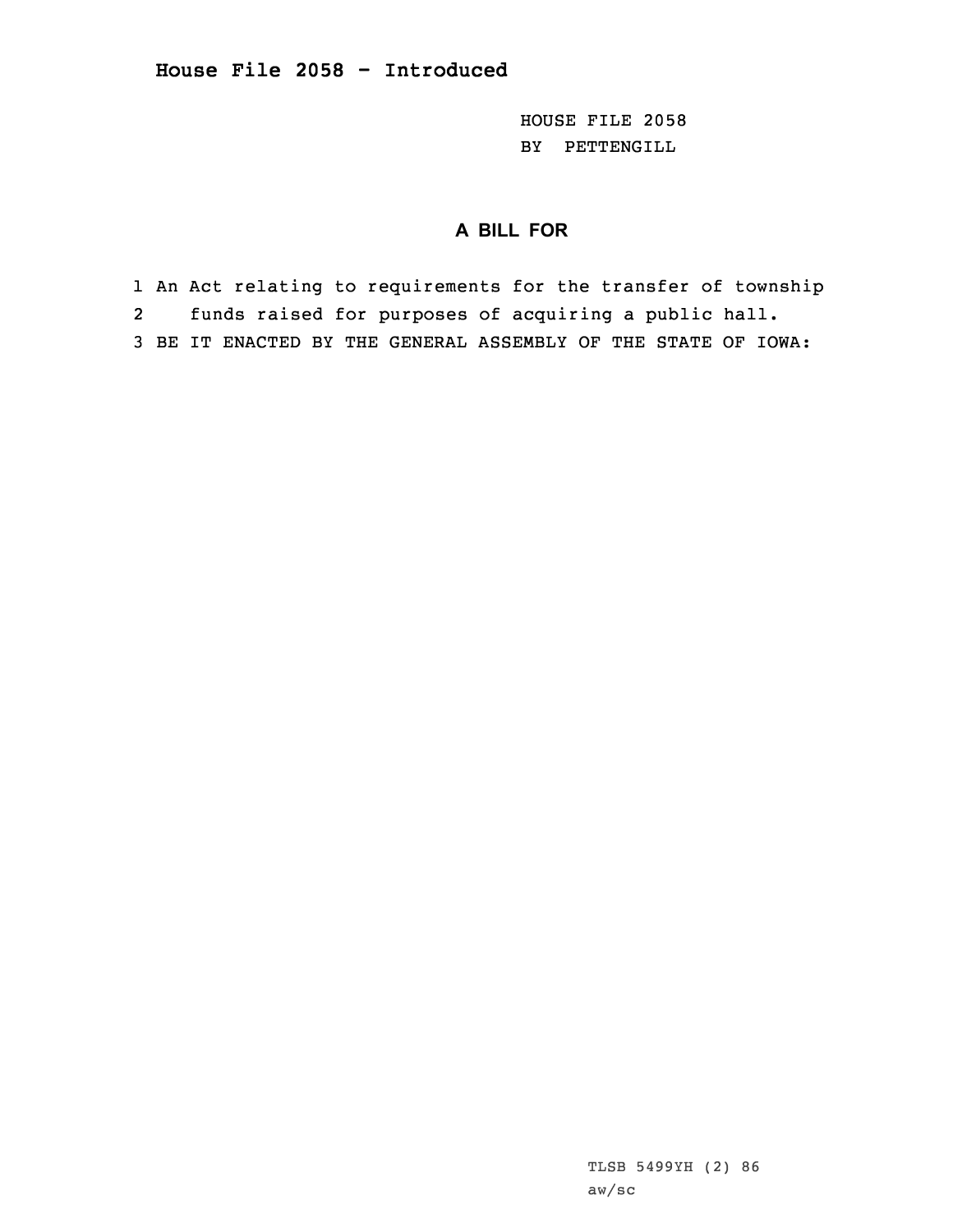**House File 2058 - Introduced**

HOUSE FILE 2058
BY PETTENGILL

## A BILL FOR

1 An Act relating to requirements for the transfer of township
2 funds raised for purposes of acquiring a public hall.
3 BE IT ENACTED BY THE GENERAL ASSEMBLY OF THE STATE OF IOWA:

TLSB 5499YH (2) 86
aw/sc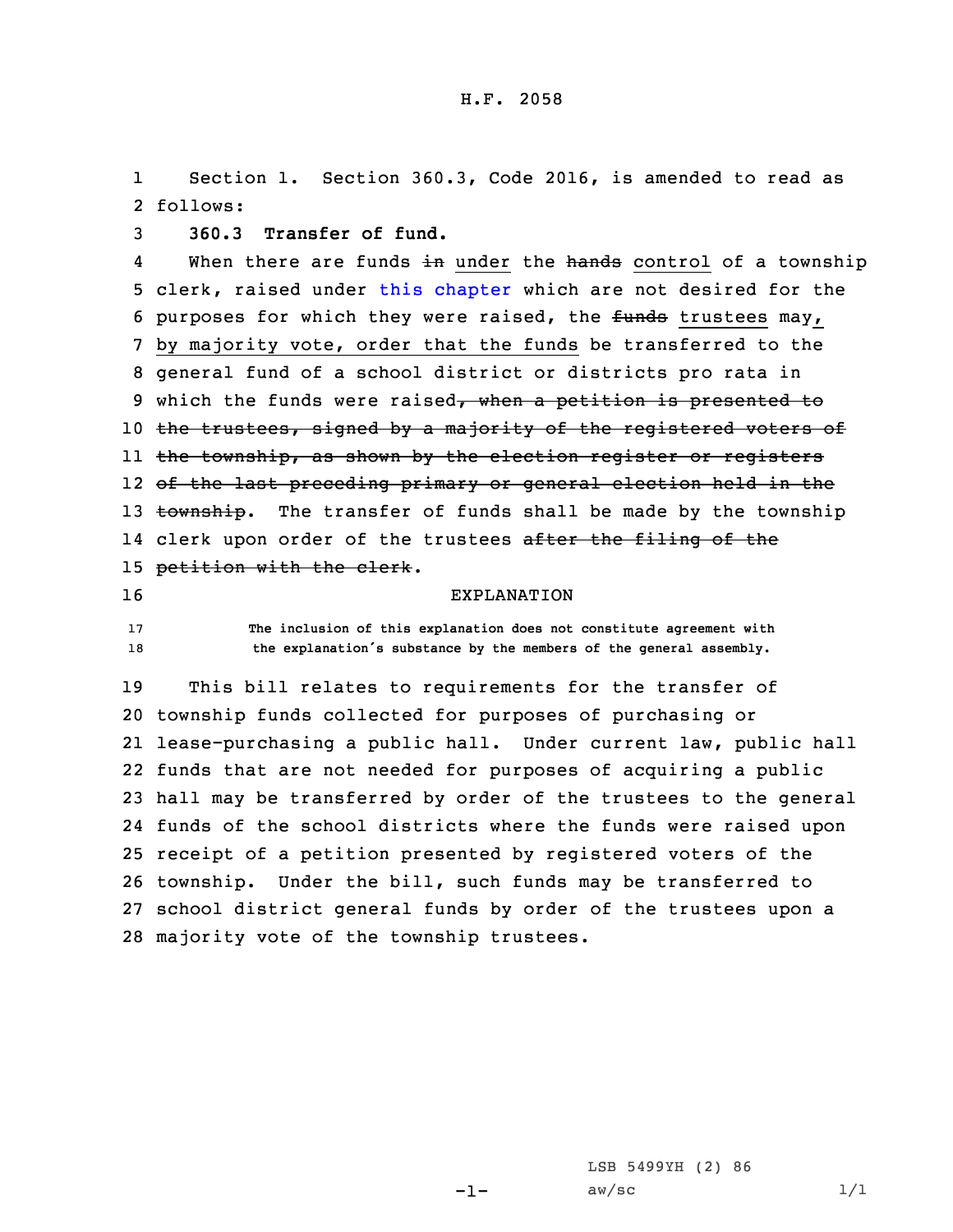Section 1. Section 360.3, Code 2016, is amended to read as follows:

**360.3 Transfer of fund.**

When there are funds ~~in~~ under the ~~hands~~ control of a township clerk, raised under this chapter which are not desired for the purposes for which they were raised, the ~~funds~~ trustees may, by majority vote, order that the funds be transferred to the general fund of a school district or districts pro rata in which the funds were raised~~, when a petition is presented to the trustees, signed by a majority of the registered voters of the township, as shown by the election register or registers of the last preceding primary or general election held in the township~~. The transfer of funds shall be made by the township clerk upon order of the trustees ~~after the filing of the petition with the clerk~~.

EXPLANATION

**The inclusion of this explanation does not constitute agreement with the explanation's substance by the members of the general assembly.**

This bill relates to requirements for the transfer of township funds collected for purposes of purchasing or lease-purchasing a public hall. Under current law, public hall funds that are not needed for purposes of acquiring a public hall may be transferred by order of the trustees to the general funds of the school districts where the funds were raised upon receipt of a petition presented by registered voters of the township. Under the bill, such funds may be transferred to school district general funds by order of the trustees upon a majority vote of the township trustees.

LSB 5499YH (2) 86
aw/sc